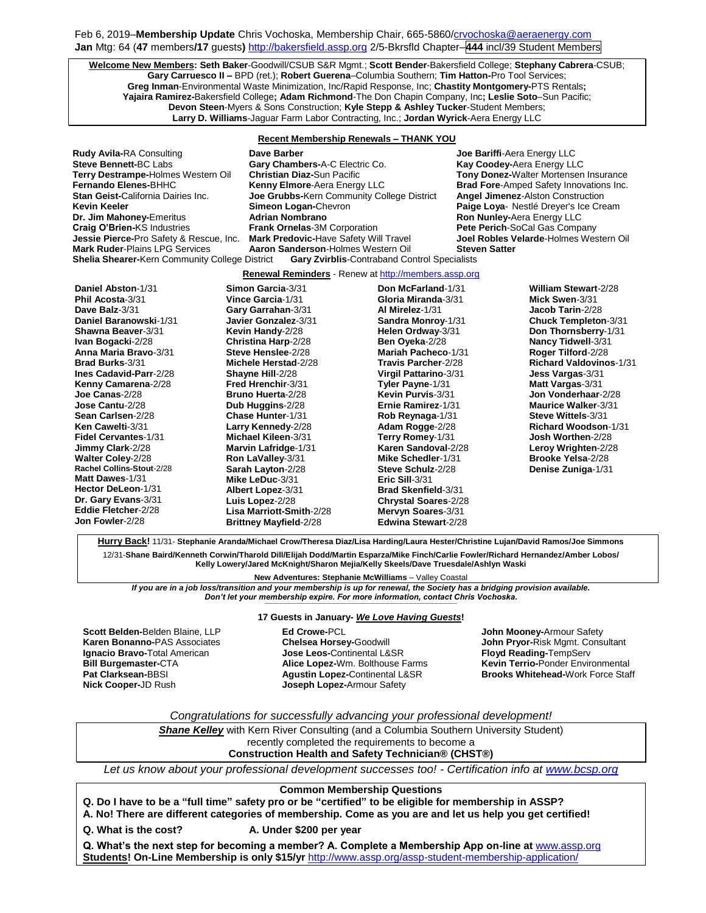Feb 6, 2019–**Membership Update** Chris Vochoska, Membership Chair, 665-5860/crvochoska@aeraenergy.com
**Jan** Mtg: 64 (**47** members**/17** guests**)** http://bakersfield.assp.org 2/5-Bkrsfld Chapter–**444** incl/39 Student Members

**Welcome New Members: Seth Baker**-Goodwill/CSUB S&R Mgmt.; **Scott Bender**-Bakersfield College; **Stephany Cabrera**-CSUB; **Gary Carruesco II –** BPD (ret.); **Robert Guerena**–Columbia Southern; **Tim Hatton-**Pro Tool Services; **Greg Inman**-Environmental Waste Minimization, Inc/Rapid Response, Inc; **Chastity Montgomery-**PTS Rentals**;** **Yajaira Ramirez-**Bakersfield College**; Adam Richmond**-The Don Chapin Company, Inc**; Leslie Soto**–Sun Pacific; **Devon Steen**-Myers & Sons Construction; **Kyle Stepp & Ashley Tucker**-Student Members; **Larry D. Williams**-Jaguar Farm Labor Contracting, Inc.; **Jordan Wyrick**-Aera Energy LLC

**Recent Membership Renewals – THANK YOU**

**Rudy Avila-**RA Consulting
**Steve Bennett-**BC Labs
**Terry Destrampe-**Holmes Western Oil
**Fernando Elenes-**BHHC
**Stan Geist-**California Dairies Inc.
**Kevin Keeler**
**Dr. Jim Mahoney-**Emeritus
**Craig O'Brien-**KS Industries
**Jessie Pierce-**Pro Safety & Rescue, Inc.
**Mark Ruder**-Plains LPG Services
**Shelia Shearer-**Kern Community College District
**Dave Barber**
**Gary Chambers-**A-C Electric Co.
**Christian Diaz-**Sun Pacific
**Kenny Elmore**-Aera Energy LLC
**Joe Grubbs-**Kern Community College District
**Simeon Logan-**Chevron
**Adrian Nombrano**
**Frank Ornelas**-3M Corporation
**Mark Predovic-**Have Safety Will Travel
**Aaron Sanderson**-Holmes Western Oil
**Gary Zvirblis**-Contraband Control Specialists
**Joe Bariffi**-Aera Energy LLC
**Kay Coodey-**Aera Energy LLC
**Tony Donez-**Walter Mortensen Insurance
**Brad Fore**-Amped Safety Innovations Inc.
**Angel Jimenez**-Alston Construction
**Paige Loya**- Nestlé Dreyer's Ice Cream
**Ron Nunley-**Aera Energy LLC
**Pete Perich**-SoCal Gas Company
**Joel Robles Velarde**-Holmes Western Oil
**Steven Satter**

**Renewal Reminders** - Renew at http://members.assp.org

**Daniel Abston**-1/31
**Phil Acosta**-3/31
**Dave Balz**-3/31
**Daniel Baranowski**-1/31
**Shawna Beaver**-3/31
**Ivan Bogacki**-2/28
**Anna Maria Bravo**-3/31
**Brad Burks**-3/31
**Ines Cadavid-Parr**-2/28
**Kenny Camarena**-2/28
**Joe Canas**-2/28
**Jose Cantu**-2/28
**Sean Carlsen**-2/28
**Ken Cawelti**-3/31
**Fidel Cervantes**-1/31
**Jimmy Clark**-2/28
**Walter Coley**-2/28
**Rachel Collins-Stout**-2/28
**Matt Dawes**-1/31
**Hector DeLeon**-1/31
**Dr. Gary Evans**-3/31
**Eddie Fletcher**-2/28
**Jon Fowler**-2/28
**Simon Garcia**-3/31
**Vince Garcia**-1/31
**Gary Garrahan**-3/31
**Javier Gonzalez**-3/31
**Kevin Handy**-2/28
**Christina Harp**-2/28
**Steve Henslee**-2/28
**Michele Herstad**-2/28
**Shayne Hill**-2/28
**Fred Hrenchir**-3/31
**Bruno Huerta**-2/28
**Dub Huggins**-2/28
**Chase Hunter**-1/31
**Larry Kennedy**-2/28
**Michael Kileen**-3/31
**Marvin Lafridge**-1/31
**Ron LaValley**-3/31
**Sarah Layton**-2/28
**Mike LeDuc**-3/31
**Albert Lopez**-3/31
**Luis Lopez**-2/28
**Lisa Marriott-Smith**-2/28
**Brittney Mayfield**-2/28
**Don McFarland**-1/31
**Gloria Miranda**-3/31
**Al Mirelez**-1/31
**Sandra Monroy**-1/31
**Helen Ordway**-3/31
**Ben Oyeka**-2/28
**Mariah Pacheco**-1/31
**Travis Parcher**-2/28
**Virgil Pattarino**-3/31
**Tyler Payne**-1/31
**Kevin Purvis**-3/31
**Ernie Ramirez**-1/31
**Rob Reynaga**-1/31
**Adam Rogge**-2/28
**Terry Romey**-1/31
**Karen Sandoval**-2/28
**Mike Schedler**-1/31
**Steve Schulz**-2/28
**Eric Sill**-3/31
**Brad Skenfield**-3/31
**Chrystal Soares**-2/28
**Mervyn Soares**-3/31
**Edwina Stewart**-2/28
**William Stewart**-2/28
**Mick Swen**-3/31
**Jacob Tarin**-2/28
**Chuck Templeton**-3/31
**Don Thornsberry**-1/31
**Nancy Tidwell**-3/31
**Roger Tilford**-2/28
**Richard Valdovinos**-1/31
**Jess Vargas**-3/31
**Matt Vargas**-3/31
**Jon Vonderhaar**-2/28
**Maurice Walker**-3/31
**Steve Wittels**-3/31
**Richard Woodson**-1/31
**Josh Worthen**-2/28
**Leroy Wrighten**-2/28
**Brooke Yelsa**-2/28
**Denise Zuniga**-1/31

**Hurry Back!** 11/31- **Stephanie Aranda/Michael Crow/Theresa Diaz/Laura Harding/Laura Hester/Christine Lujan/David Ramos/Joe Simmons**
12/31-**Shane Baird/Kenneth Corwin/Tharold Dill/Elijah Dodd/Martin Esparza/Mike Finch/Carlie Fowler/Richard Hernandez/Amber Lobos/ Kelly Lowery/Jared McKnight/Sharon Mejia/Kelly Skeels/Dave Truesdale/Ashlyn Waski**

**New Adventures: Stephanie McWilliams** – Valley Coastal

***If you are in a job loss/transition and your membership is up for renewal, the Society has a bridging provision available. Don't let your membership expire. For more information, contact Chris Vochoska.***

**17 Guests in January-** ***We Love Having Guests*!**

**Scott Belden-**Belden Blaine, LLP
**Karen Bonanno-**PAS Associates
**Ignacio Bravo-**Total American
**Bill Burgemaster-**CTA
**Pat Clarksean-**BBSI
**Nick Cooper-**JD Rush
**Ed Crowe-**PCL
**Chelsea Horsey-**Goodwill
**Jose Leos-**Continental L&SR
**Alice Lopez-**Wm. Bolthouse Farms
**Agustin Lopez-**Continental L&SR
**Joseph Lopez-**Armour Safety
**John Mooney-**Armour Safety
**John Pryor-**Risk Mgmt. Consultant
**Floyd Reading-**TempServ
**Kevin Terrio-**Ponder Environmental
**Brooks Whitehead-**Work Force Staff

*Congratulations for successfully advancing your professional development!*

***Shane Kelley*** with Kern River Consulting (and a Columbia Southern University Student) recently completed the requirements to become a **Construction Health and Safety Technician® (CHST®)**

*Let us know about your professional development successes too! - Certification info at www.bcsp.org*

**Common Membership Questions**

**Q. Do I have to be a "full time" safety pro or be "certified" to be eligible for membership in ASSP?**
**A. No! There are different categories of membership. Come as you are and let us help you get certified!**

**Q. What is the cost?** **A. Under $200 per year**

**Q. What's the next step for becoming a member? A. Complete a Membership App on-line at** www.assp.org
**Students! On-Line Membership is only $15/yr** http://www.assp.org/assp-student-membership-application/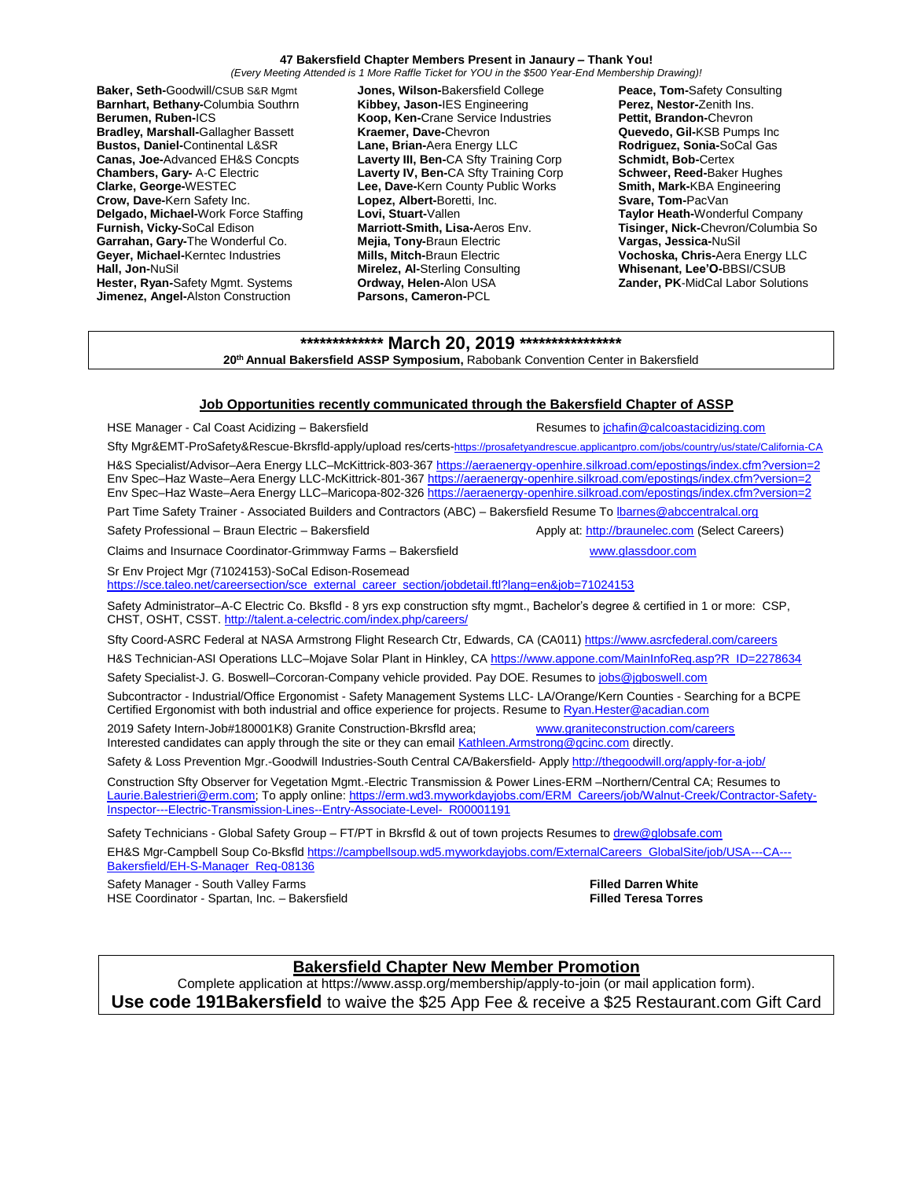**47 Bakersfield Chapter Members Present in Janaury – Thank You!**

*(Every Meeting Attended is 1 More Raffle Ticket for YOU in the $500 Year-End Membership Drawing)!*

**Baker, Seth-**Goodwill/CSUB S&R Mgmt
**Barnhart, Bethany-**Columbia Southrn
**Berumen, Ruben-**ICS
**Bradley, Marshall-**Gallagher Bassett
**Bustos, Daniel-**Continental L&SR
**Canas, Joe-**Advanced EH&S Concpts
**Chambers, Gary-** A-C Electric
**Clarke, George-**WESTEC
**Crow, Dave-**Kern Safety Inc.
**Delgado, Michael-**Work Force Staffing
**Furnish, Vicky-**SoCal Edison
**Garrahan, Gary-**The Wonderful Co.
**Geyer, Michael-**Kerntec Industries
**Hall, Jon-**NuSil
**Hester, Ryan-**Safety Mgmt. Systems
**Jimenez, Angel-**Alston Construction
**Jones, Wilson-**Bakersfield College
**Kibbey, Jason-**IES Engineering
**Koop, Ken-**Crane Service Industries
**Kraemer, Dave-**Chevron
**Lane, Brian-**Aera Energy LLC
**Laverty III, Ben-**CA Sfty Training Corp
**Laverty IV, Ben-**CA Sfty Training Corp
**Lee, Dave-**Kern County Public Works
**Lopez, Albert-**Boretti, Inc.
**Lovi, Stuart-**Vallen
**Marriott-Smith, Lisa-**Aeros Env.
**Mejia, Tony-**Braun Electric
**Mills, Mitch-**Braun Electric
**Mirelez, Al-**Sterling Consulting
**Ordway, Helen-**Alon USA
**Parsons, Cameron-**PCL
**Peace, Tom-**Safety Consulting
**Perez, Nestor-**Zenith Ins.
**Pettit, Brandon-**Chevron
**Quevedo, Gil-**KSB Pumps Inc
**Rodriguez, Sonia-**SoCal Gas
**Schmidt, Bob-**Certex
**Schweer, Reed-**Baker Hughes
**Smith, Mark-**KBA Engineering
**Svare, Tom-**PacVan
**Taylor Heath-**Wonderful Company
**Tisinger, Nick-**Chevron/Columbia So
**Vargas, Jessica-**NuSil
**Vochoska, Chris-**Aera Energy LLC
**Whisenant, Lee'O-**BBSI/CSUB
**Zander, PK**-MidCal Labor Solutions

**\*\*\*\*\*\*\*\*\*\*\*\*\* March 20, 2019 \*\*\*\*\*\*\*\*\*\*\*\*\*\*\*\***

**20th Annual Bakersfield ASSP Symposium,** Rabobank Convention Center in Bakersfield

## Job Opportunities recently communicated through the Bakersfield Chapter of ASSP

HSE Manager - Cal Coast Acidizing – Bakersfield — Resumes to jchafin@calcoastacidizing.com

Sfty Mgr&EMT-ProSafety&Rescue-Bkrsfld-apply/upload res/certs-https://prosafetyandrescue.applicantpro.com/jobs/country/us/state/California-CA

H&S Specialist/Advisor–Aera Energy LLC–McKittrick-803-367 https://aeraenergy-openhire.silkroad.com/epostings/index.cfm?version=2
Env Spec–Haz Waste–Aera Energy LLC-McKittrick-801-367 https://aeraenergy-openhire.silkroad.com/epostings/index.cfm?version=2
Env Spec–Haz Waste–Aera Energy LLC-Maricopa-802-326 https://aeraenergy-openhire.silkroad.com/epostings/index.cfm?version=2

Part Time Safety Trainer - Associated Builders and Contractors (ABC) – Bakersfield Resume To lbarnes@abccentralcal.org

Safety Professional – Braun Electric – Bakersfield — Apply at: http://braunelec.com (Select Careers)

Claims and Insurnace Coordinator-Grimmway Farms – Bakersfield — www.glassdoor.com

Sr Env Project Mgr (71024153)-SoCal Edison-Rosemead
https://sce.taleo.net/careersection/sce_external_career_section/jobdetail.ftl?lang=en&job=71024153

Safety Administrator–A-C Electric Co. Bksfld - 8 yrs exp construction sfty mgmt., Bachelor's degree & certified in 1 or more: CSP, CHST, OSHT, CSST. http://talent.a-celectric.com/index.php/careers/

Sfty Coord-ASRC Federal at NASA Armstrong Flight Research Ctr, Edwards, CA (CA011) https://www.asrcfederal.com/careers

H&S Technician-ASI Operations LLC–Mojave Solar Plant in Hinkley, CA https://www.appone.com/MainInfoReq.asp?R_ID=2278634

Safety Specialist-J. G. Boswell–Corcoran-Company vehicle provided. Pay DOE. Resumes to jobs@jgboswell.com

Subcontractor - Industrial/Office Ergonomist - Safety Management Systems LLC- LA/Orange/Kern Counties - Searching for a BCPE Certified Ergonomist with both industrial and office experience for projects. Resume to Ryan.Hester@acadian.com

2019 Safety Intern-Job#180001K8) Granite Construction-Bkrsfld area; www.graniteconstruction.com/careers
Interested candidates can apply through the site or they can email Kathleen.Armstrong@gcinc.com directly.

Safety & Loss Prevention Mgr.-Goodwill Industries-South Central CA/Bakersfield- Apply http://thegoodwill.org/apply-for-a-job/

Construction Sfty Observer for Vegetation Mgmt.-Electric Transmission & Power Lines-ERM –Northern/Central CA; Resumes to Laurie.Balestrieri@erm.com; To apply online: https://erm.wd3.myworkdayjobs.com/ERM_Careers/job/Walnut-Creek/Contractor-Safety-Inspector---Electric-Transmission-Lines--Entry-Associate-Level-_R00001191

Safety Technicians - Global Safety Group – FT/PT in Bkrsfld & out of town projects Resumes to drew@globsafe.com

EH&S Mgr-Campbell Soup Co-Bksfld https://campbellsoup.wd5.myworkdayjobs.com/ExternalCareers_GlobalSite/job/USA---CA---Bakersfield/EH-S-Manager_Req-08136

Safety Manager - South Valley Farms — **Filled Darren White**
HSE Coordinator - Spartan, Inc. – Bakersfield — **Filled Teresa Torres**

## Bakersfield Chapter New Member Promotion

Complete application at https://www.assp.org/membership/apply-to-join (or mail application form).

**Use code 191Bakersfield** to waive the $25 App Fee & receive a $25 Restaurant.com Gift Card